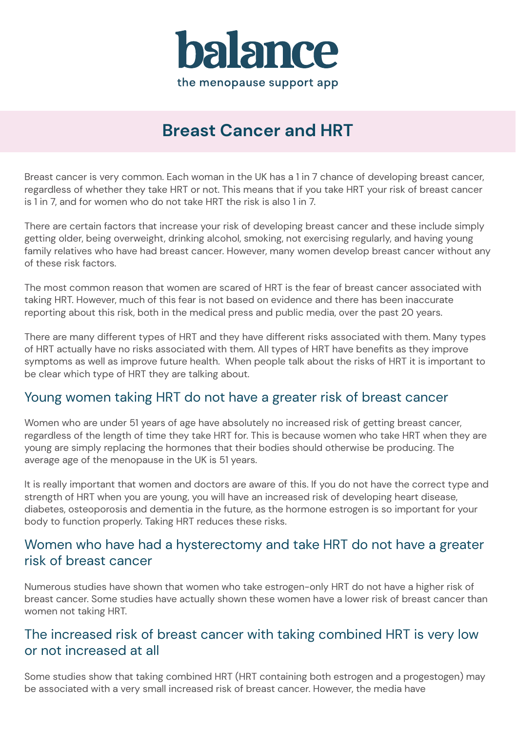# balance

the menopause support app

## Breast Cancer and HRT

Breast cancer is very common. Each woman in the UK has a 1 in 7 chance of developing breast cancer, regardless of whether they take HRT or not. This means that if you take HRT your risk of breast cancer is 1 in 7, and for women who do not take HRT the risk is also 1 in 7.

There are certain factors that increase your risk of developing breast cancer and these include simply getting older, being overweight, drinking alcohol, smoking, not exercising regularly, and having young family relatives who have had breast cancer. However, many women develop breast cancer without any of these risk factors.

The most common reason that women are scared of HRT is the fear of breast cancer associated with taking HRT. However, much of this fear is not based on evidence and there has been inaccurate reporting about this risk, both in the medical press and public media, over the past 20 years.

There are many different types of HRT and they have different risks associated with them. Many types of HRT actually have no risks associated with them. All types of HRT have benefits as they improve symptoms as well as improve future health. When people talk about the risks of HRT it is important to be clear which type of HRT they are talking about.

### Young women taking HRT do not have a greater risk of breast cancer

Women who are under 51 years of age have absolutely no increased risk of getting breast cancer, regardless of the length of time they take HRT for. This is because women who take HRT when they are young are simply replacing the hormones that their bodies should otherwise be producing. The average age of the menopause in the UK is 51 years.

It is really important that women and doctors are aware of this. If you do not have the correct type and strength of HRT when you are young, you will have an increased risk of developing heart disease, diabetes, osteoporosis and dementia in the future, as the hormone estrogen is so important for your body to function properly. Taking HRT reduces these risks.

### Women who have had a hysterectomy and take HRT do not have a greater risk of breast cancer

Numerous studies have shown that women who take estrogen-only HRT do not have a higher risk of breast cancer. Some studies have actually shown these women have a lower risk of breast cancer than women not taking HRT.

### The increased risk of breast cancer with taking combined HRT is very low or not increased at all

Some studies show that taking combined HRT (HRT containing both estrogen and a progestogen) may be associated with a very small increased risk of breast cancer. However, the media have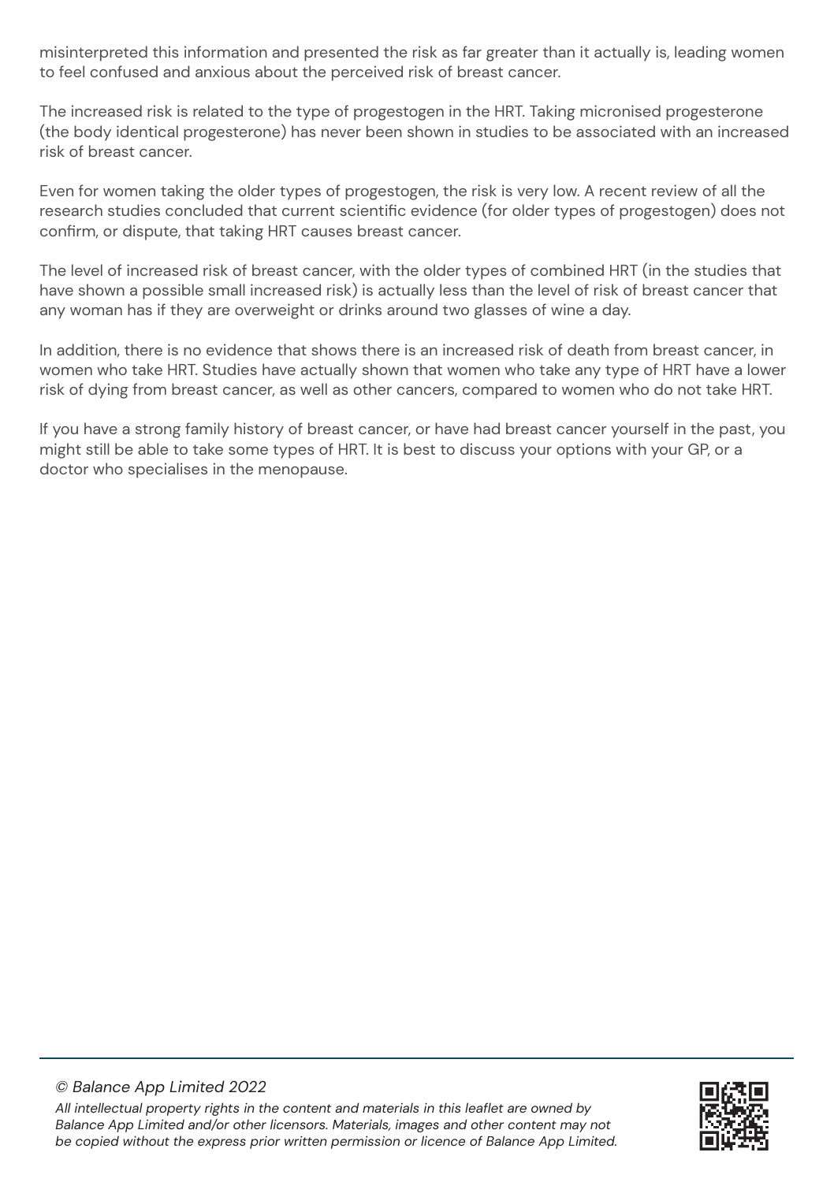misinterpreted this information and presented the risk as far greater than it actually is, leading women to feel confused and anxious about the perceived risk of breast cancer.

The increased risk is related to the type of progestogen in the HRT. Taking micronised progesterone (the body identical progesterone) has never been shown in studies to be associated with an increased risk of breast cancer.

Even for women taking the older types of progestogen, the risk is very low. A recent review of all the research studies concluded that current scientific evidence (for older types of progestogen) does not confirm, or dispute, that taking HRT causes breast cancer.

The level of increased risk of breast cancer, with the older types of combined HRT (in the studies that have shown a possible small increased risk) is actually less than the level of risk of breast cancer that any woman has if they are overweight or drinks around two glasses of wine a day.

In addition, there is no evidence that shows there is an increased risk of death from breast cancer, in women who take HRT. Studies have actually shown that women who take any type of HRT have a lower risk of dying from breast cancer, as well as other cancers, compared to women who do not take HRT.

If you have a strong family history of breast cancer, or have had breast cancer yourself in the past, you might still be able to take some types of HRT. It is best to discuss your options with your GP, or a doctor who specialises in the menopause.

*© Balance App Limited 2022*

*All intellectual property rights in the content and materials in this leaflet are owned by Balance App Limited and/or other licensors. Materials, images and other content may not be copied without the express prior written permission or licence of Balance App Limited.*